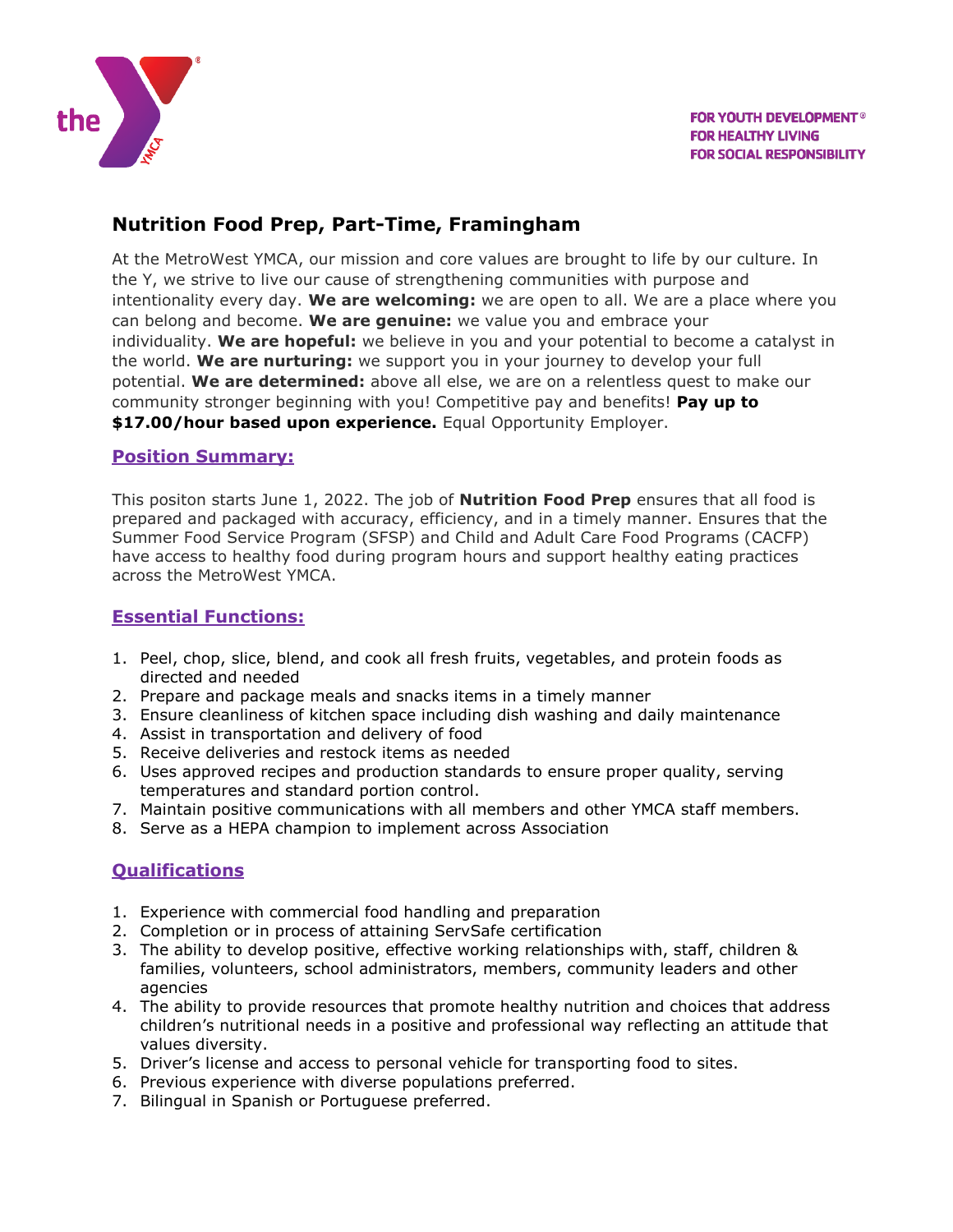FOR YOUTH DEVELOPMENT®
FOR HEALTHY LIVING
FOR SOCIAL RESPONSIBILITY

# Nutrition Food Prep, Part-Time, Framingham

At the MetroWest YMCA, our mission and core values are brought to life by our culture. In the Y, we strive to live our cause of strengthening communities with purpose and intentionality every day. **We are welcoming:** we are open to all. We are a place where you can belong and become. **We are genuine:** we value you and embrace your individuality. **We are hopeful:** we believe in you and your potential to become a catalyst in the world. **We are nurturing:** we support you in your journey to develop your full potential. **We are determined:** above all else, we are on a relentless quest to make our community stronger beginning with you! Competitive pay and benefits! **Pay up to $17.00/hour based upon experience.** Equal Opportunity Employer.

## Position Summary:

This positon starts June 1, 2022. The job of **Nutrition Food Prep** ensures that all food is prepared and packaged with accuracy, efficiency, and in a timely manner. Ensures that the Summer Food Service Program (SFSP) and Child and Adult Care Food Programs (CACFP) have access to healthy food during program hours and support healthy eating practices across the MetroWest YMCA.

## Essential Functions:

1. Peel, chop, slice, blend, and cook all fresh fruits, vegetables, and protein foods as directed and needed
2. Prepare and package meals and snacks items in a timely manner
3. Ensure cleanliness of kitchen space including dish washing and daily maintenance
4. Assist in transportation and delivery of food
5. Receive deliveries and restock items as needed
6. Uses approved recipes and production standards to ensure proper quality, serving temperatures and standard portion control.
7. Maintain positive communications with all members and other YMCA staff members.
8. Serve as a HEPA champion to implement across Association

## Qualifications

1. Experience with commercial food handling and preparation
2. Completion or in process of attaining ServSafe certification
3. The ability to develop positive, effective working relationships with, staff, children & families, volunteers, school administrators, members, community leaders and other agencies
4. The ability to provide resources that promote healthy nutrition and choices that address children's nutritional needs in a positive and professional way reflecting an attitude that values diversity.
5. Driver's license and access to personal vehicle for transporting food to sites.
6. Previous experience with diverse populations preferred.
7. Bilingual in Spanish or Portuguese preferred.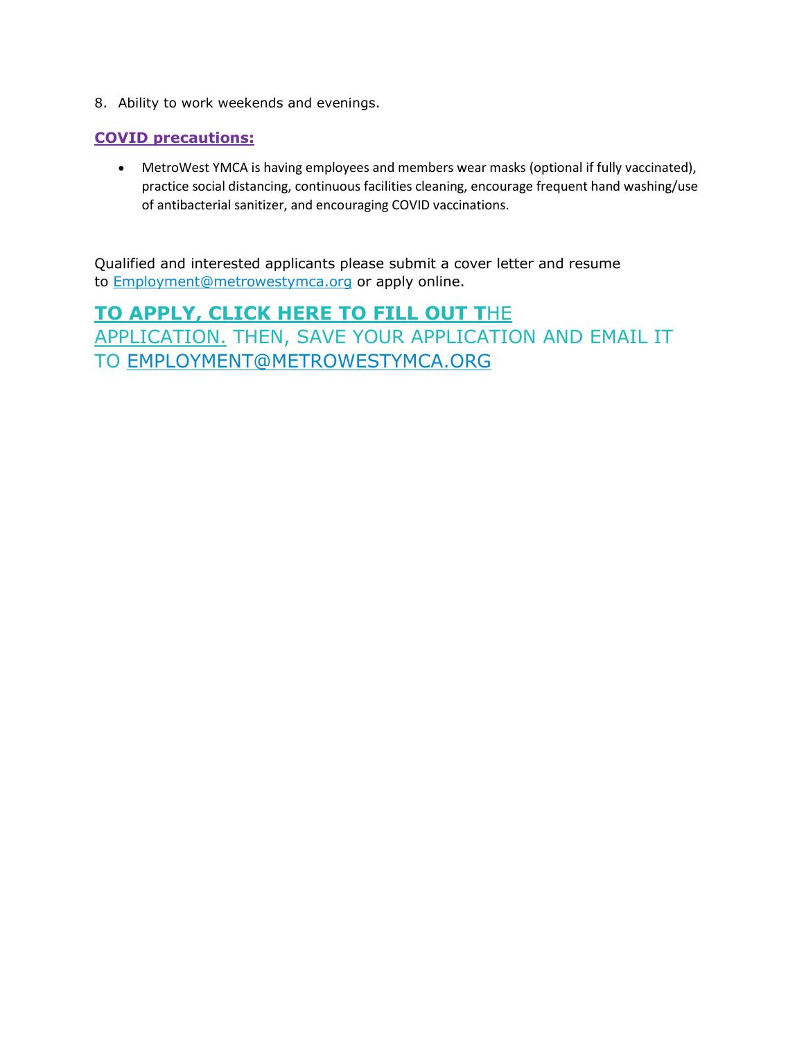8. Ability to work weekends and evenings.

**COVID precautions:**

- MetroWest YMCA is having employees and members wear masks (optional if fully vaccinated), practice social distancing, continuous facilities cleaning, encourage frequent hand washing/use of antibacterial sanitizer, and encouraging COVID vaccinations.

Qualified and interested applicants please submit a cover letter and resume to Employment@metrowestymca.org or apply online.

**TO APPLY, CLICK HERE TO FILL OUT T**HE APPLICATION. THEN, SAVE YOUR APPLICATION AND EMAIL IT TO EMPLOYMENT@METROWESTYMCA.ORG